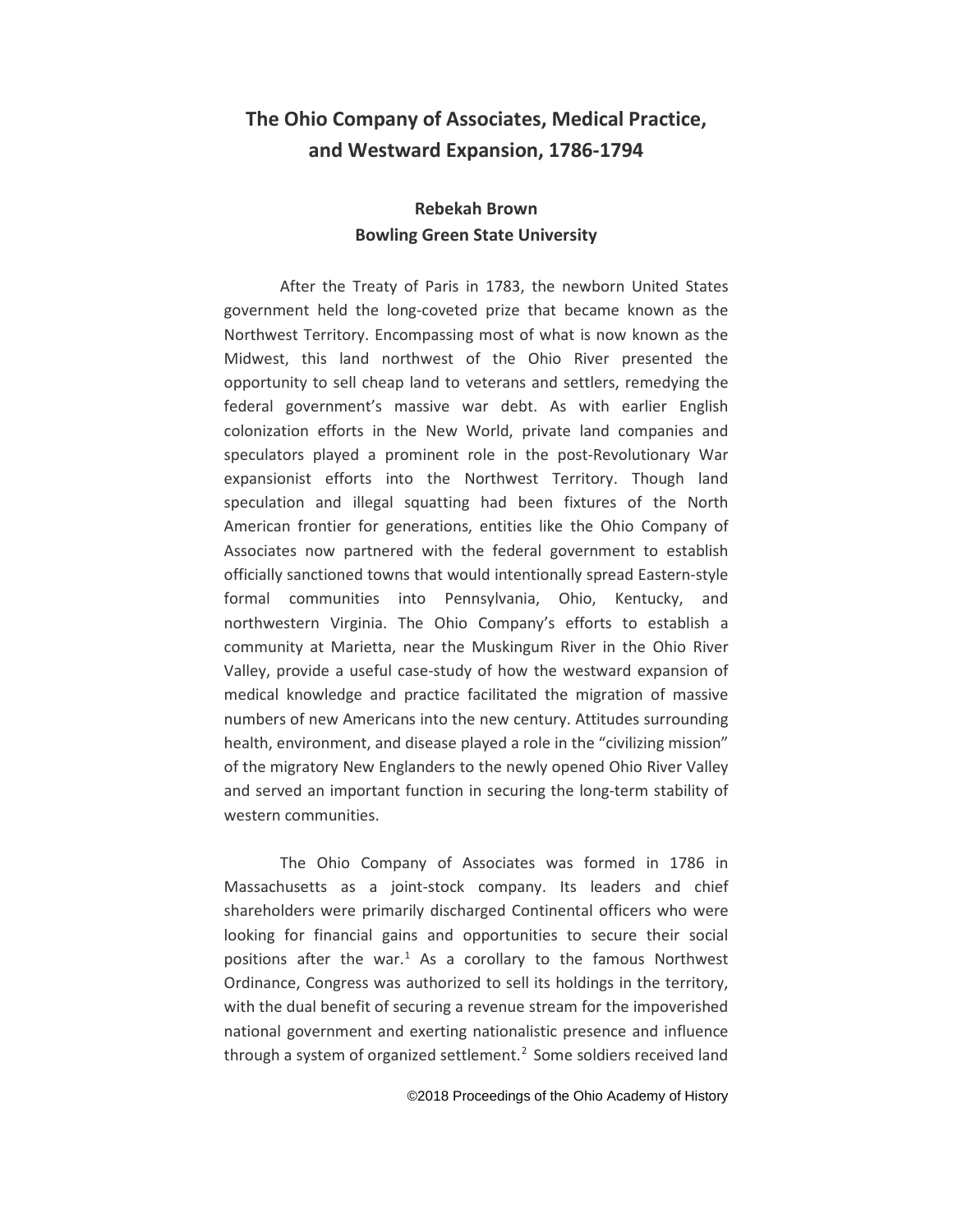# The Ohio Company of Associates, Medical Practice, and Westward Expansion, 1786-1794

**Rebekah Brown**
**Bowling Green State University**

After the Treaty of Paris in 1783, the newborn United States government held the long-coveted prize that became known as the Northwest Territory. Encompassing most of what is now known as the Midwest, this land northwest of the Ohio River presented the opportunity to sell cheap land to veterans and settlers, remedying the federal government's massive war debt. As with earlier English colonization efforts in the New World, private land companies and speculators played a prominent role in the post-Revolutionary War expansionist efforts into the Northwest Territory. Though land speculation and illegal squatting had been fixtures of the North American frontier for generations, entities like the Ohio Company of Associates now partnered with the federal government to establish officially sanctioned towns that would intentionally spread Eastern-style formal communities into Pennsylvania, Ohio, Kentucky, and northwestern Virginia. The Ohio Company's efforts to establish a community at Marietta, near the Muskingum River in the Ohio River Valley, provide a useful case-study of how the westward expansion of medical knowledge and practice facilitated the migration of massive numbers of new Americans into the new century. Attitudes surrounding health, environment, and disease played a role in the "civilizing mission" of the migratory New Englanders to the newly opened Ohio River Valley and served an important function in securing the long-term stability of western communities.

The Ohio Company of Associates was formed in 1786 in Massachusetts as a joint-stock company. Its leaders and chief shareholders were primarily discharged Continental officers who were looking for financial gains and opportunities to secure their social positions after the war.[1] As a corollary to the famous Northwest Ordinance, Congress was authorized to sell its holdings in the territory, with the dual benefit of securing a revenue stream for the impoverished national government and exerting nationalistic presence and influence through a system of organized settlement.[2] Some soldiers received land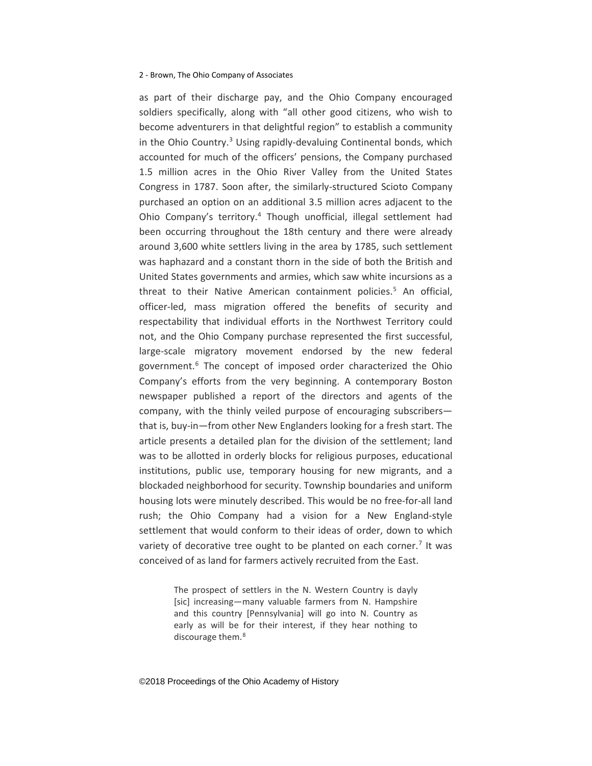as part of their discharge pay, and the Ohio Company encouraged soldiers specifically, along with "all other good citizens, who wish to become adventurers in that delightful region" to establish a community in the Ohio Country.[3] Using rapidly-devaluing Continental bonds, which accounted for much of the officers' pensions, the Company purchased 1.5 million acres in the Ohio River Valley from the United States Congress in 1787. Soon after, the similarly-structured Scioto Company purchased an option on an additional 3.5 million acres adjacent to the Ohio Company's territory.[4] Though unofficial, illegal settlement had been occurring throughout the 18th century and there were already around 3,600 white settlers living in the area by 1785, such settlement was haphazard and a constant thorn in the side of both the British and United States governments and armies, which saw white incursions as a threat to their Native American containment policies.[5] An official, officer-led, mass migration offered the benefits of security and respectability that individual efforts in the Northwest Territory could not, and the Ohio Company purchase represented the first successful, large-scale migratory movement endorsed by the new federal government.[6] The concept of imposed order characterized the Ohio Company's efforts from the very beginning. A contemporary Boston newspaper published a report of the directors and agents of the company, with the thinly veiled purpose of encouraging subscribers—that is, buy-in—from other New Englanders looking for a fresh start. The article presents a detailed plan for the division of the settlement; land was to be allotted in orderly blocks for religious purposes, educational institutions, public use, temporary housing for new migrants, and a blockaded neighborhood for security. Township boundaries and uniform housing lots were minutely described. This would be no free-for-all land rush; the Ohio Company had a vision for a New England-style settlement that would conform to their ideas of order, down to which variety of decorative tree ought to be planted on each corner.[7] It was conceived of as land for farmers actively recruited from the East.

> The prospect of settlers in the N. Western Country is dayly [sic] increasing—many valuable farmers from N. Hampshire and this country [Pennsylvania] will go into N. Country as early as will be for their interest, if they hear nothing to discourage them.[8]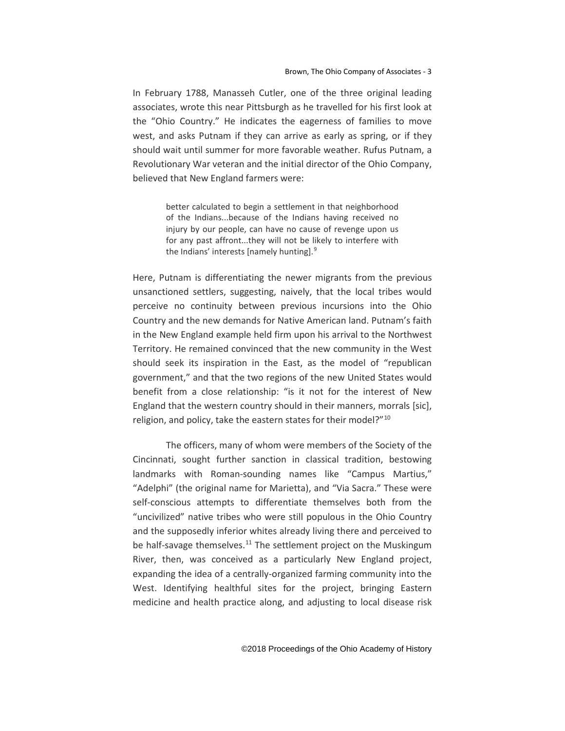In February 1788, Manasseh Cutler, one of the three original leading associates, wrote this near Pittsburgh as he travelled for his first look at the "Ohio Country." He indicates the eagerness of families to move west, and asks Putnam if they can arrive as early as spring, or if they should wait until summer for more favorable weather. Rufus Putnam, a Revolutionary War veteran and the initial director of the Ohio Company, believed that New England farmers were:

> better calculated to begin a settlement in that neighborhood of the Indians...because of the Indians having received no injury by our people, can have no cause of revenge upon us for any past affront...they will not be likely to interfere with the Indians' interests [namely hunting].[9]

Here, Putnam is differentiating the newer migrants from the previous unsanctioned settlers, suggesting, naively, that the local tribes would perceive no continuity between previous incursions into the Ohio Country and the new demands for Native American land. Putnam's faith in the New England example held firm upon his arrival to the Northwest Territory. He remained convinced that the new community in the West should seek its inspiration in the East, as the model of "republican government," and that the two regions of the new United States would benefit from a close relationship: "is it not for the interest of New England that the western country should in their manners, morrals [sic], religion, and policy, take the eastern states for their model?"[10]

The officers, many of whom were members of the Society of the Cincinnati, sought further sanction in classical tradition, bestowing landmarks with Roman-sounding names like "Campus Martius," "Adelphi" (the original name for Marietta), and "Via Sacra." These were self-conscious attempts to differentiate themselves both from the "uncivilized" native tribes who were still populous in the Ohio Country and the supposedly inferior whites already living there and perceived to be half-savage themselves.[11] The settlement project on the Muskingum River, then, was conceived as a particularly New England project, expanding the idea of a centrally-organized farming community into the West. Identifying healthful sites for the project, bringing Eastern medicine and health practice along, and adjusting to local disease risk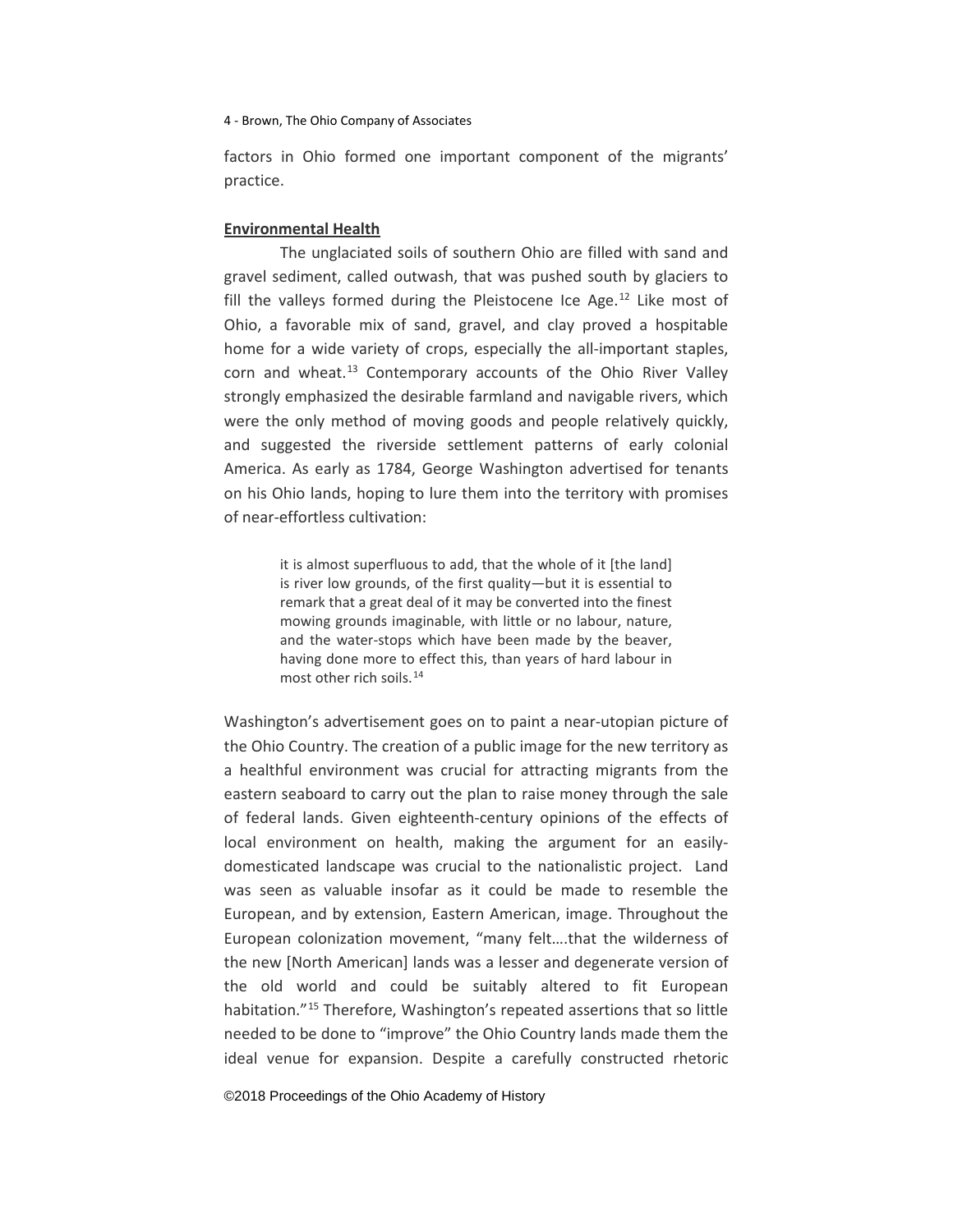factors in Ohio formed one important component of the migrants' practice.

**Environmental Health**

The unglaciated soils of southern Ohio are filled with sand and gravel sediment, called outwash, that was pushed south by glaciers to fill the valleys formed during the Pleistocene Ice Age.[12] Like most of Ohio, a favorable mix of sand, gravel, and clay proved a hospitable home for a wide variety of crops, especially the all-important staples, corn and wheat.[13] Contemporary accounts of the Ohio River Valley strongly emphasized the desirable farmland and navigable rivers, which were the only method of moving goods and people relatively quickly, and suggested the riverside settlement patterns of early colonial America. As early as 1784, George Washington advertised for tenants on his Ohio lands, hoping to lure them into the territory with promises of near-effortless cultivation:

> it is almost superfluous to add, that the whole of it [the land] is river low grounds, of the first quality—but it is essential to remark that a great deal of it may be converted into the finest mowing grounds imaginable, with little or no labour, nature, and the water-stops which have been made by the beaver, having done more to effect this, than years of hard labour in most other rich soils.[14]

Washington's advertisement goes on to paint a near-utopian picture of the Ohio Country. The creation of a public image for the new territory as a healthful environment was crucial for attracting migrants from the eastern seaboard to carry out the plan to raise money through the sale of federal lands. Given eighteenth-century opinions of the effects of local environment on health, making the argument for an easily-domesticated landscape was crucial to the nationalistic project. Land was seen as valuable insofar as it could be made to resemble the European, and by extension, Eastern American, image. Throughout the European colonization movement, "many felt….that the wilderness of the new [North American] lands was a lesser and degenerate version of the old world and could be suitably altered to fit European habitation."[15] Therefore, Washington's repeated assertions that so little needed to be done to "improve" the Ohio Country lands made them the ideal venue for expansion. Despite a carefully constructed rhetoric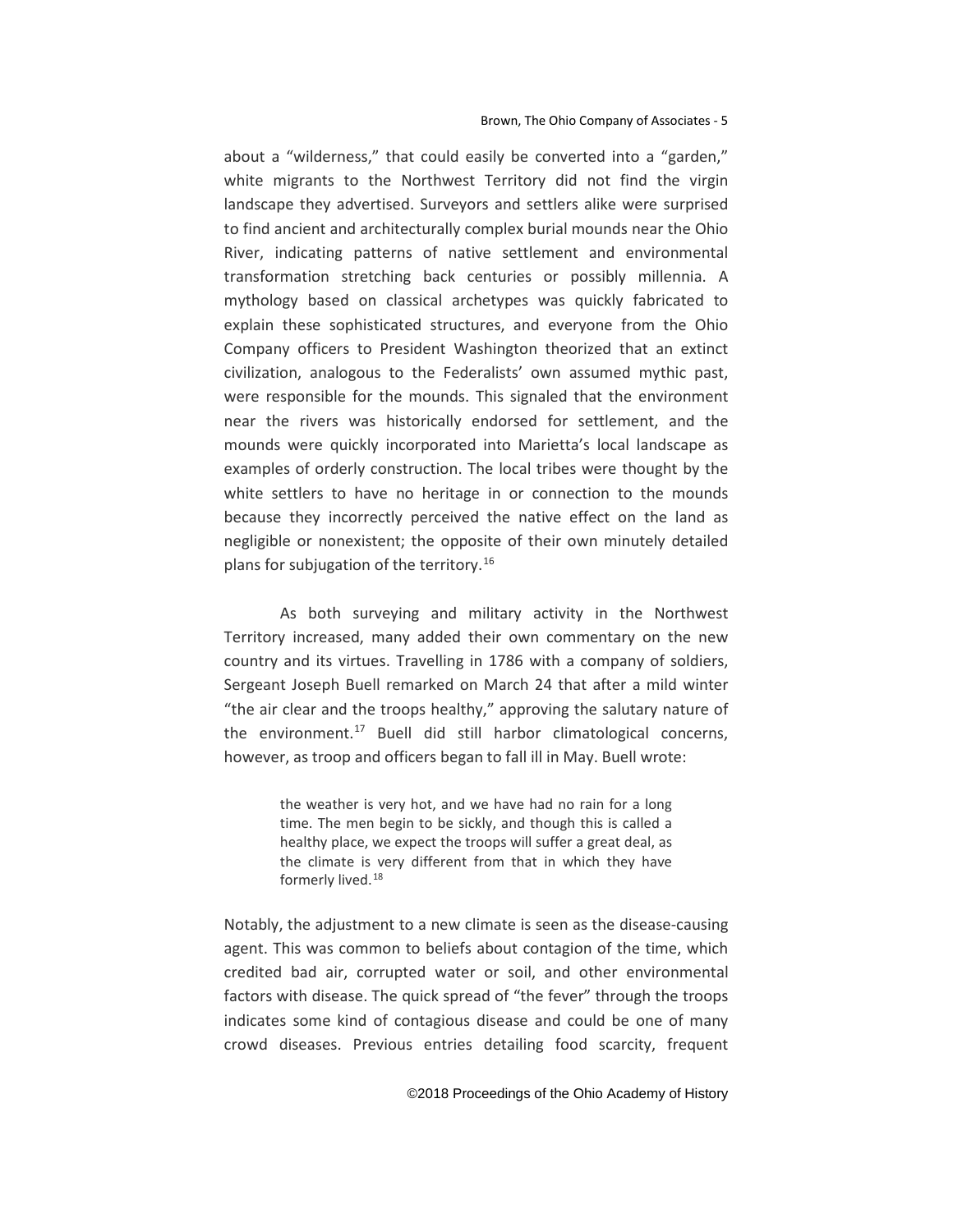about a "wilderness," that could easily be converted into a "garden," white migrants to the Northwest Territory did not find the virgin landscape they advertised. Surveyors and settlers alike were surprised to find ancient and architecturally complex burial mounds near the Ohio River, indicating patterns of native settlement and environmental transformation stretching back centuries or possibly millennia. A mythology based on classical archetypes was quickly fabricated to explain these sophisticated structures, and everyone from the Ohio Company officers to President Washington theorized that an extinct civilization, analogous to the Federalists' own assumed mythic past, were responsible for the mounds. This signaled that the environment near the rivers was historically endorsed for settlement, and the mounds were quickly incorporated into Marietta's local landscape as examples of orderly construction. The local tribes were thought by the white settlers to have no heritage in or connection to the mounds because they incorrectly perceived the native effect on the land as negligible or nonexistent; the opposite of their own minutely detailed plans for subjugation of the territory.[16]

As both surveying and military activity in the Northwest Territory increased, many added their own commentary on the new country and its virtues. Travelling in 1786 with a company of soldiers, Sergeant Joseph Buell remarked on March 24 that after a mild winter "the air clear and the troops healthy," approving the salutary nature of the environment.[17] Buell did still harbor climatological concerns, however, as troop and officers began to fall ill in May. Buell wrote:

> the weather is very hot, and we have had no rain for a long time. The men begin to be sickly, and though this is called a healthy place, we expect the troops will suffer a great deal, as the climate is very different from that in which they have formerly lived.[18]

Notably, the adjustment to a new climate is seen as the disease-causing agent. This was common to beliefs about contagion of the time, which credited bad air, corrupted water or soil, and other environmental factors with disease. The quick spread of "the fever" through the troops indicates some kind of contagious disease and could be one of many crowd diseases. Previous entries detailing food scarcity, frequent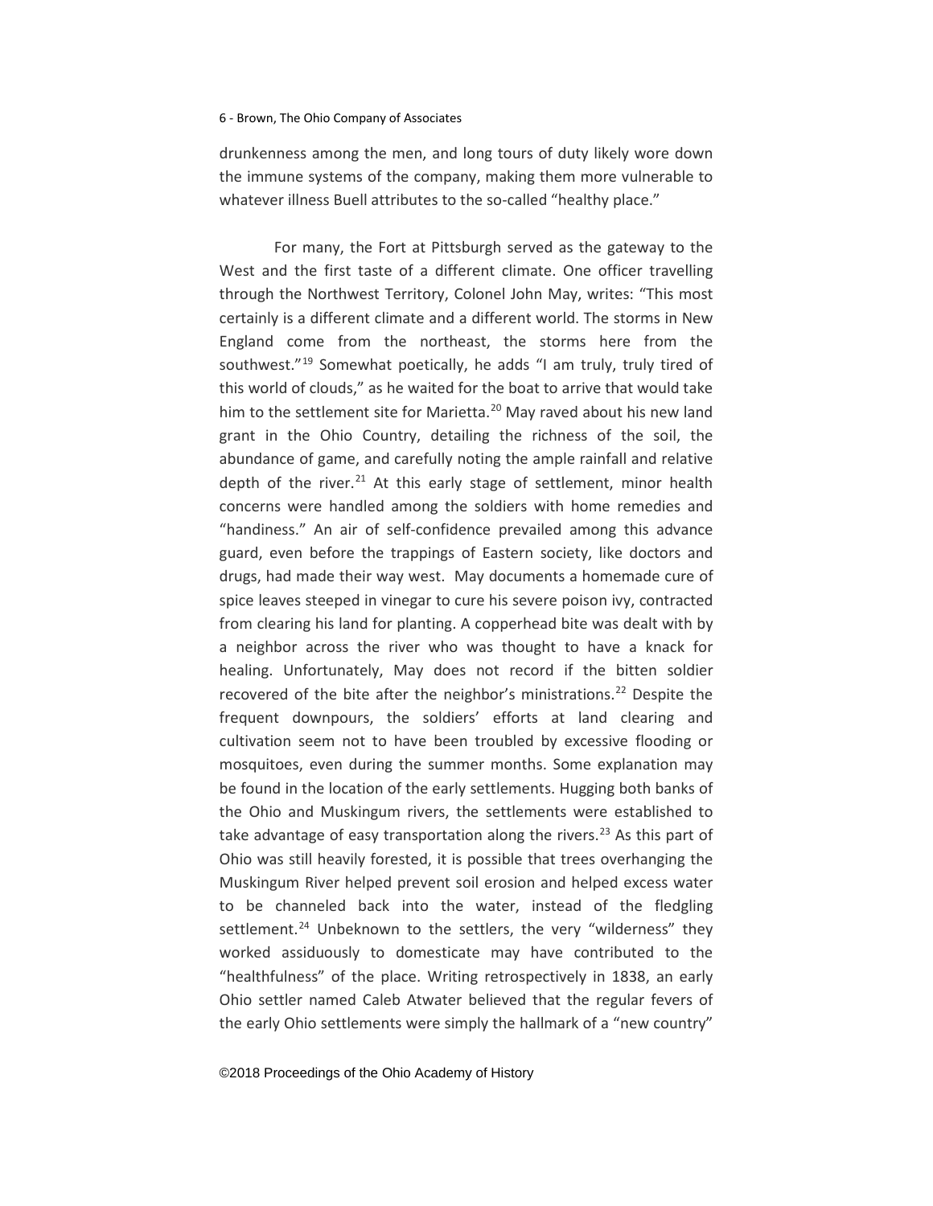drunkenness among the men, and long tours of duty likely wore down the immune systems of the company, making them more vulnerable to whatever illness Buell attributes to the so-called "healthy place."

For many, the Fort at Pittsburgh served as the gateway to the West and the first taste of a different climate. One officer travelling through the Northwest Territory, Colonel John May, writes: "This most certainly is a different climate and a different world. The storms in New England come from the northeast, the storms here from the southwest."[19] Somewhat poetically, he adds "I am truly, truly tired of this world of clouds," as he waited for the boat to arrive that would take him to the settlement site for Marietta.[20] May raved about his new land grant in the Ohio Country, detailing the richness of the soil, the abundance of game, and carefully noting the ample rainfall and relative depth of the river.[21] At this early stage of settlement, minor health concerns were handled among the soldiers with home remedies and "handiness." An air of self-confidence prevailed among this advance guard, even before the trappings of Eastern society, like doctors and drugs, had made their way west. May documents a homemade cure of spice leaves steeped in vinegar to cure his severe poison ivy, contracted from clearing his land for planting. A copperhead bite was dealt with by a neighbor across the river who was thought to have a knack for healing. Unfortunately, May does not record if the bitten soldier recovered of the bite after the neighbor's ministrations.[22] Despite the frequent downpours, the soldiers' efforts at land clearing and cultivation seem not to have been troubled by excessive flooding or mosquitoes, even during the summer months. Some explanation may be found in the location of the early settlements. Hugging both banks of the Ohio and Muskingum rivers, the settlements were established to take advantage of easy transportation along the rivers.[23] As this part of Ohio was still heavily forested, it is possible that trees overhanging the Muskingum River helped prevent soil erosion and helped excess water to be channeled back into the water, instead of the fledgling settlement.[24] Unbeknown to the settlers, the very "wilderness" they worked assiduously to domesticate may have contributed to the "healthfulness" of the place. Writing retrospectively in 1838, an early Ohio settler named Caleb Atwater believed that the regular fevers of the early Ohio settlements were simply the hallmark of a "new country"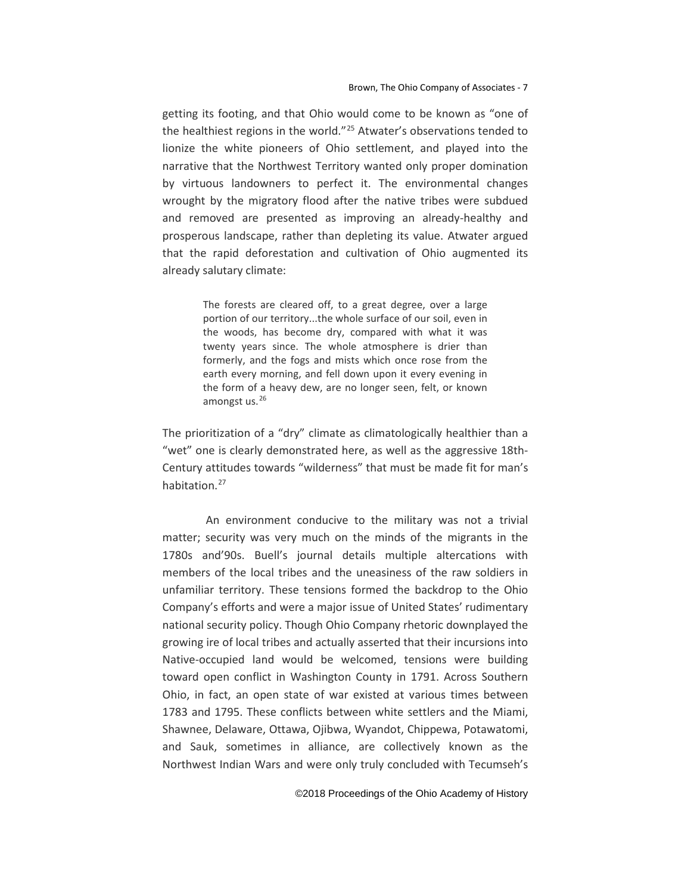getting its footing, and that Ohio would come to be known as "one of the healthiest regions in the world."[25] Atwater's observations tended to lionize the white pioneers of Ohio settlement, and played into the narrative that the Northwest Territory wanted only proper domination by virtuous landowners to perfect it. The environmental changes wrought by the migratory flood after the native tribes were subdued and removed are presented as improving an already-healthy and prosperous landscape, rather than depleting its value. Atwater argued that the rapid deforestation and cultivation of Ohio augmented its already salutary climate:

> The forests are cleared off, to a great degree, over a large portion of our territory...the whole surface of our soil, even in the woods, has become dry, compared with what it was twenty years since. The whole atmosphere is drier than formerly, and the fogs and mists which once rose from the earth every morning, and fell down upon it every evening in the form of a heavy dew, are no longer seen, felt, or known amongst us.[26]

The prioritization of a "dry" climate as climatologically healthier than a "wet" one is clearly demonstrated here, as well as the aggressive 18th-Century attitudes towards "wilderness" that must be made fit for man's habitation.[27]

An environment conducive to the military was not a trivial matter; security was very much on the minds of the migrants in the 1780s and'90s. Buell's journal details multiple altercations with members of the local tribes and the uneasiness of the raw soldiers in unfamiliar territory. These tensions formed the backdrop to the Ohio Company's efforts and were a major issue of United States' rudimentary national security policy. Though Ohio Company rhetoric downplayed the growing ire of local tribes and actually asserted that their incursions into Native-occupied land would be welcomed, tensions were building toward open conflict in Washington County in 1791. Across Southern Ohio, in fact, an open state of war existed at various times between 1783 and 1795. These conflicts between white settlers and the Miami, Shawnee, Delaware, Ottawa, Ojibwa, Wyandot, Chippewa, Potawatomi, and Sauk, sometimes in alliance, are collectively known as the Northwest Indian Wars and were only truly concluded with Tecumseh's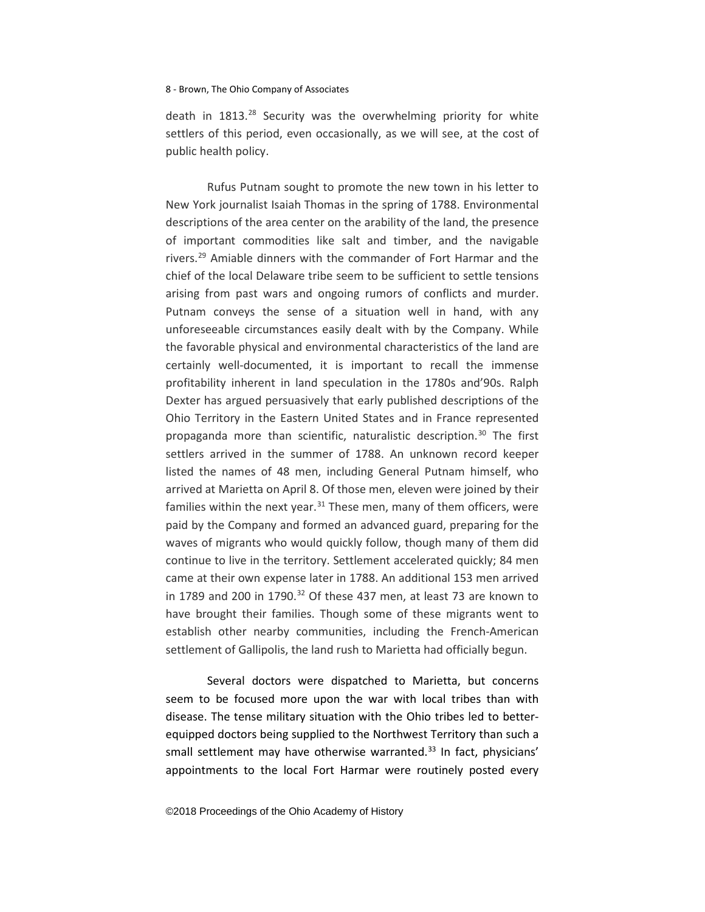death in 1813.[28] Security was the overwhelming priority for white settlers of this period, even occasionally, as we will see, at the cost of public health policy.

Rufus Putnam sought to promote the new town in his letter to New York journalist Isaiah Thomas in the spring of 1788. Environmental descriptions of the area center on the arability of the land, the presence of important commodities like salt and timber, and the navigable rivers.[29] Amiable dinners with the commander of Fort Harmar and the chief of the local Delaware tribe seem to be sufficient to settle tensions arising from past wars and ongoing rumors of conflicts and murder. Putnam conveys the sense of a situation well in hand, with any unforeseeable circumstances easily dealt with by the Company. While the favorable physical and environmental characteristics of the land are certainly well-documented, it is important to recall the immense profitability inherent in land speculation in the 1780s and'90s. Ralph Dexter has argued persuasively that early published descriptions of the Ohio Territory in the Eastern United States and in France represented propaganda more than scientific, naturalistic description.[30] The first settlers arrived in the summer of 1788. An unknown record keeper listed the names of 48 men, including General Putnam himself, who arrived at Marietta on April 8. Of those men, eleven were joined by their families within the next year.[31] These men, many of them officers, were paid by the Company and formed an advanced guard, preparing for the waves of migrants who would quickly follow, though many of them did continue to live in the territory. Settlement accelerated quickly; 84 men came at their own expense later in 1788. An additional 153 men arrived in 1789 and 200 in 1790.[32] Of these 437 men, at least 73 are known to have brought their families. Though some of these migrants went to establish other nearby communities, including the French-American settlement of Gallipolis, the land rush to Marietta had officially begun.

Several doctors were dispatched to Marietta, but concerns seem to be focused more upon the war with local tribes than with disease. The tense military situation with the Ohio tribes led to better-equipped doctors being supplied to the Northwest Territory than such a small settlement may have otherwise warranted.[33] In fact, physicians' appointments to the local Fort Harmar were routinely posted every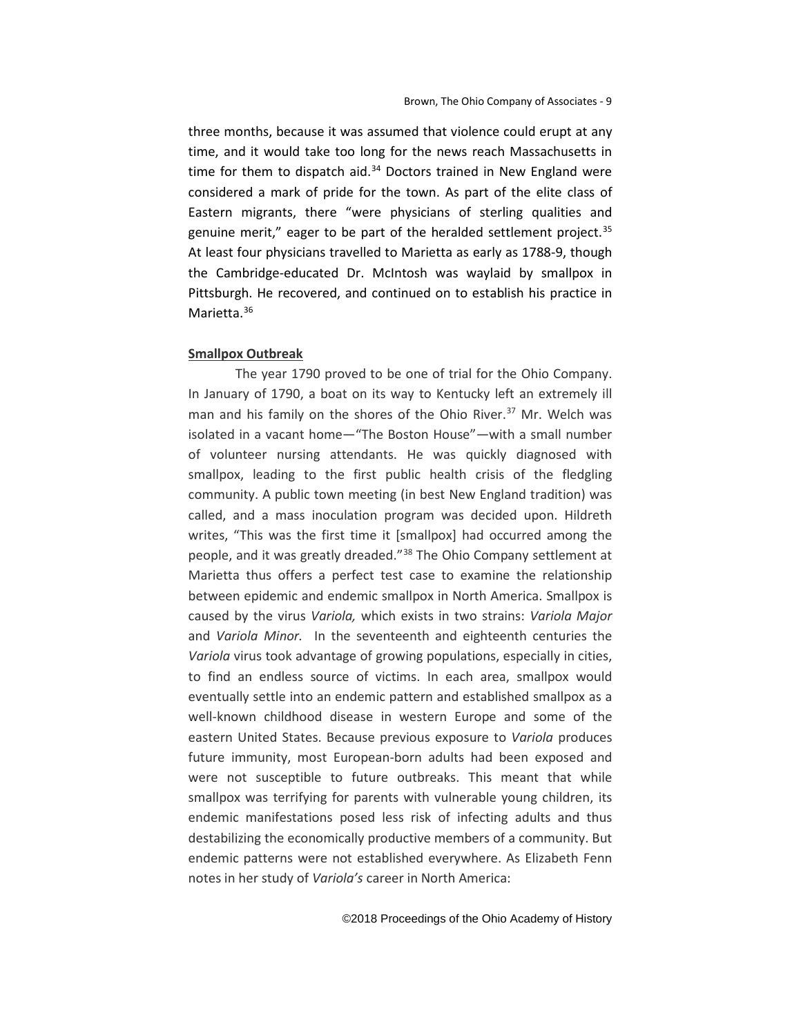three months, because it was assumed that violence could erupt at any time, and it would take too long for the news reach Massachusetts in time for them to dispatch aid.[34] Doctors trained in New England were considered a mark of pride for the town. As part of the elite class of Eastern migrants, there "were physicians of sterling qualities and genuine merit," eager to be part of the heralded settlement project.[35] At least four physicians travelled to Marietta as early as 1788-9, though the Cambridge-educated Dr. McIntosh was waylaid by smallpox in Pittsburgh. He recovered, and continued on to establish his practice in Marietta.[36]

**Smallpox Outbreak**

The year 1790 proved to be one of trial for the Ohio Company. In January of 1790, a boat on its way to Kentucky left an extremely ill man and his family on the shores of the Ohio River.[37] Mr. Welch was isolated in a vacant home—"The Boston House"—with a small number of volunteer nursing attendants. He was quickly diagnosed with smallpox, leading to the first public health crisis of the fledgling community. A public town meeting (in best New England tradition) was called, and a mass inoculation program was decided upon. Hildreth writes, "This was the first time it [smallpox] had occurred among the people, and it was greatly dreaded."[38] The Ohio Company settlement at Marietta thus offers a perfect test case to examine the relationship between epidemic and endemic smallpox in North America. Smallpox is caused by the virus *Variola,* which exists in two strains: *Variola Major* and *Variola Minor.* In the seventeenth and eighteenth centuries the *Variola* virus took advantage of growing populations, especially in cities, to find an endless source of victims. In each area, smallpox would eventually settle into an endemic pattern and established smallpox as a well-known childhood disease in western Europe and some of the eastern United States. Because previous exposure to *Variola* produces future immunity, most European-born adults had been exposed and were not susceptible to future outbreaks. This meant that while smallpox was terrifying for parents with vulnerable young children, its endemic manifestations posed less risk of infecting adults and thus destabilizing the economically productive members of a community. But endemic patterns were not established everywhere. As Elizabeth Fenn notes in her study of *Variola's* career in North America: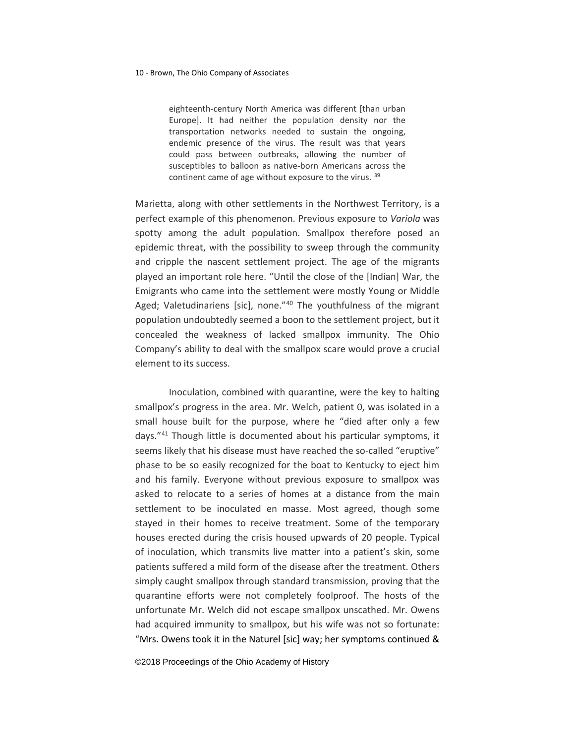> eighteenth-century North America was different [than urban Europe]. It had neither the population density nor the transportation networks needed to sustain the ongoing, endemic presence of the virus. The result was that years could pass between outbreaks, allowing the number of susceptibles to balloon as native-born Americans across the continent came of age without exposure to the virus. [39]

Marietta, along with other settlements in the Northwest Territory, is a perfect example of this phenomenon. Previous exposure to *Variola* was spotty among the adult population. Smallpox therefore posed an epidemic threat, with the possibility to sweep through the community and cripple the nascent settlement project. The age of the migrants played an important role here. "Until the close of the [Indian] War, the Emigrants who came into the settlement were mostly Young or Middle Aged; Valetudinariens [sic], none."[40] The youthfulness of the migrant population undoubtedly seemed a boon to the settlement project, but it concealed the weakness of lacked smallpox immunity. The Ohio Company's ability to deal with the smallpox scare would prove a crucial element to its success.

Inoculation, combined with quarantine, were the key to halting smallpox's progress in the area. Mr. Welch, patient 0, was isolated in a small house built for the purpose, where he "died after only a few days."[41] Though little is documented about his particular symptoms, it seems likely that his disease must have reached the so-called "eruptive" phase to be so easily recognized for the boat to Kentucky to eject him and his family. Everyone without previous exposure to smallpox was asked to relocate to a series of homes at a distance from the main settlement to be inoculated en masse. Most agreed, though some stayed in their homes to receive treatment. Some of the temporary houses erected during the crisis housed upwards of 20 people. Typical of inoculation, which transmits live matter into a patient's skin, some patients suffered a mild form of the disease after the treatment. Others simply caught smallpox through standard transmission, proving that the quarantine efforts were not completely foolproof. The hosts of the unfortunate Mr. Welch did not escape smallpox unscathed. Mr. Owens had acquired immunity to smallpox, but his wife was not so fortunate: "Mrs. Owens took it in the Naturel [sic] way; her symptoms continued &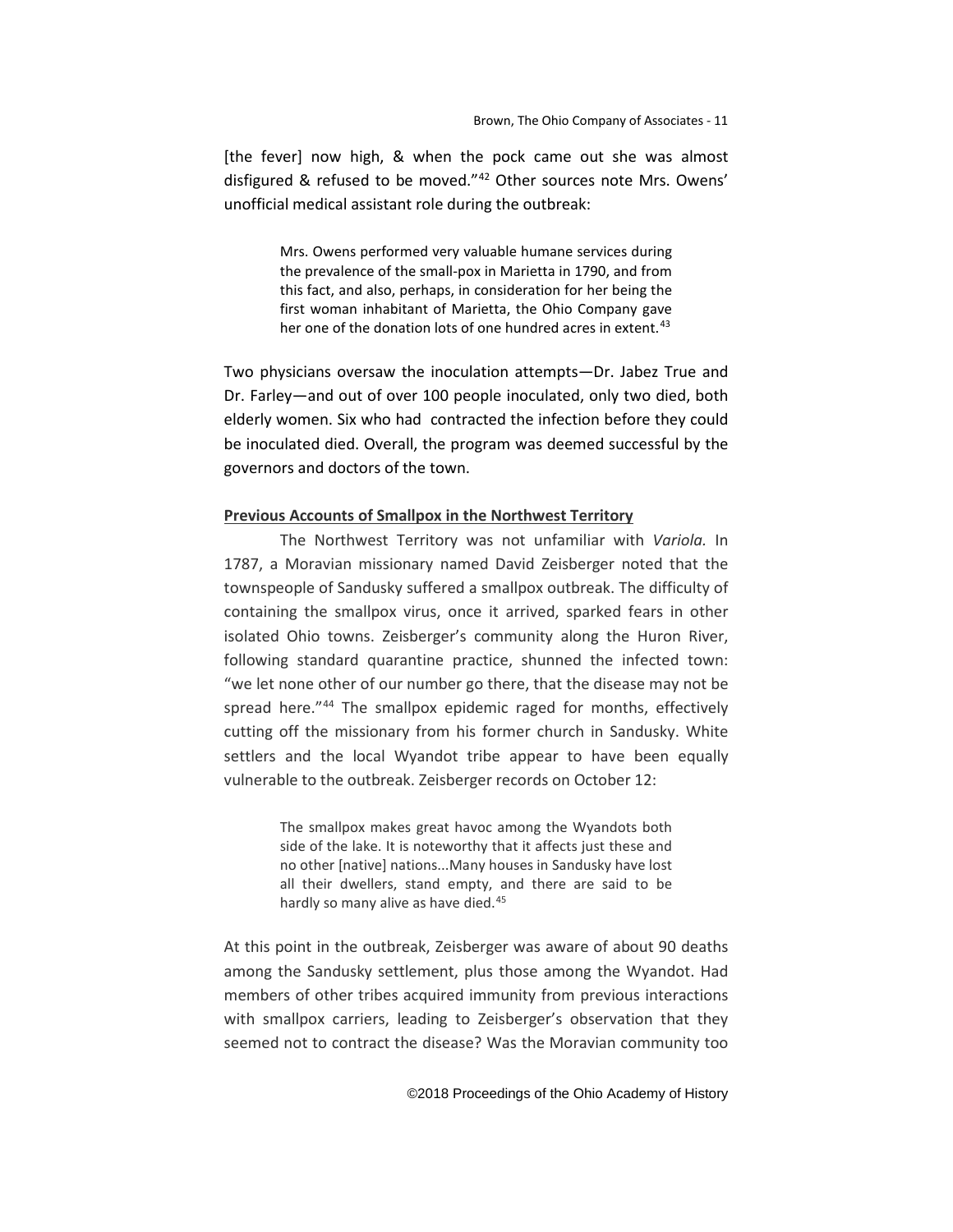[the fever] now high, & when the pock came out she was almost disfigured & refused to be moved."[42] Other sources note Mrs. Owens' unofficial medical assistant role during the outbreak:

> Mrs. Owens performed very valuable humane services during the prevalence of the small-pox in Marietta in 1790, and from this fact, and also, perhaps, in consideration for her being the first woman inhabitant of Marietta, the Ohio Company gave her one of the donation lots of one hundred acres in extent.[43]

Two physicians oversaw the inoculation attempts—Dr. Jabez True and Dr. Farley—and out of over 100 people inoculated, only two died, both elderly women. Six who had contracted the infection before they could be inoculated died. Overall, the program was deemed successful by the governors and doctors of the town.

**Previous Accounts of Smallpox in the Northwest Territory**

The Northwest Territory was not unfamiliar with *Variola.* In 1787, a Moravian missionary named David Zeisberger noted that the townspeople of Sandusky suffered a smallpox outbreak. The difficulty of containing the smallpox virus, once it arrived, sparked fears in other isolated Ohio towns. Zeisberger's community along the Huron River, following standard quarantine practice, shunned the infected town: "we let none other of our number go there, that the disease may not be spread here."[44] The smallpox epidemic raged for months, effectively cutting off the missionary from his former church in Sandusky. White settlers and the local Wyandot tribe appear to have been equally vulnerable to the outbreak. Zeisberger records on October 12:

> The smallpox makes great havoc among the Wyandots both side of the lake. It is noteworthy that it affects just these and no other [native] nations...Many houses in Sandusky have lost all their dwellers, stand empty, and there are said to be hardly so many alive as have died.[45]

At this point in the outbreak, Zeisberger was aware of about 90 deaths among the Sandusky settlement, plus those among the Wyandot. Had members of other tribes acquired immunity from previous interactions with smallpox carriers, leading to Zeisberger's observation that they seemed not to contract the disease? Was the Moravian community too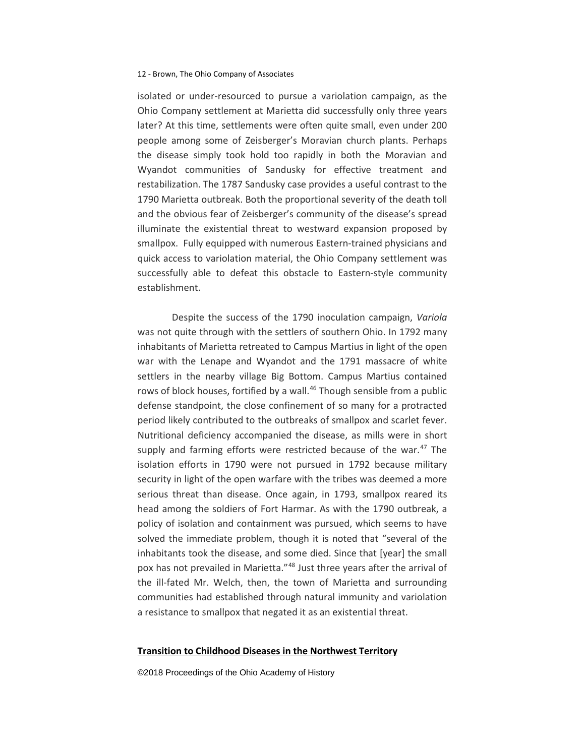isolated or under-resourced to pursue a variolation campaign, as the Ohio Company settlement at Marietta did successfully only three years later? At this time, settlements were often quite small, even under 200 people among some of Zeisberger's Moravian church plants. Perhaps the disease simply took hold too rapidly in both the Moravian and Wyandot communities of Sandusky for effective treatment and restabilization. The 1787 Sandusky case provides a useful contrast to the 1790 Marietta outbreak. Both the proportional severity of the death toll and the obvious fear of Zeisberger's community of the disease's spread illuminate the existential threat to westward expansion proposed by smallpox. Fully equipped with numerous Eastern-trained physicians and quick access to variolation material, the Ohio Company settlement was successfully able to defeat this obstacle to Eastern-style community establishment.

Despite the success of the 1790 inoculation campaign, *Variola* was not quite through with the settlers of southern Ohio. In 1792 many inhabitants of Marietta retreated to Campus Martius in light of the open war with the Lenape and Wyandot and the 1791 massacre of white settlers in the nearby village Big Bottom. Campus Martius contained rows of block houses, fortified by a wall.[46] Though sensible from a public defense standpoint, the close confinement of so many for a protracted period likely contributed to the outbreaks of smallpox and scarlet fever. Nutritional deficiency accompanied the disease, as mills were in short supply and farming efforts were restricted because of the war.[47] The isolation efforts in 1790 were not pursued in 1792 because military security in light of the open warfare with the tribes was deemed a more serious threat than disease. Once again, in 1793, smallpox reared its head among the soldiers of Fort Harmar. As with the 1790 outbreak, a policy of isolation and containment was pursued, which seems to have solved the immediate problem, though it is noted that "several of the inhabitants took the disease, and some died. Since that [year] the small pox has not prevailed in Marietta."[48] Just three years after the arrival of the ill-fated Mr. Welch, then, the town of Marietta and surrounding communities had established through natural immunity and variolation a resistance to smallpox that negated it as an existential threat.

## Transition to Childhood Diseases in the Northwest Territory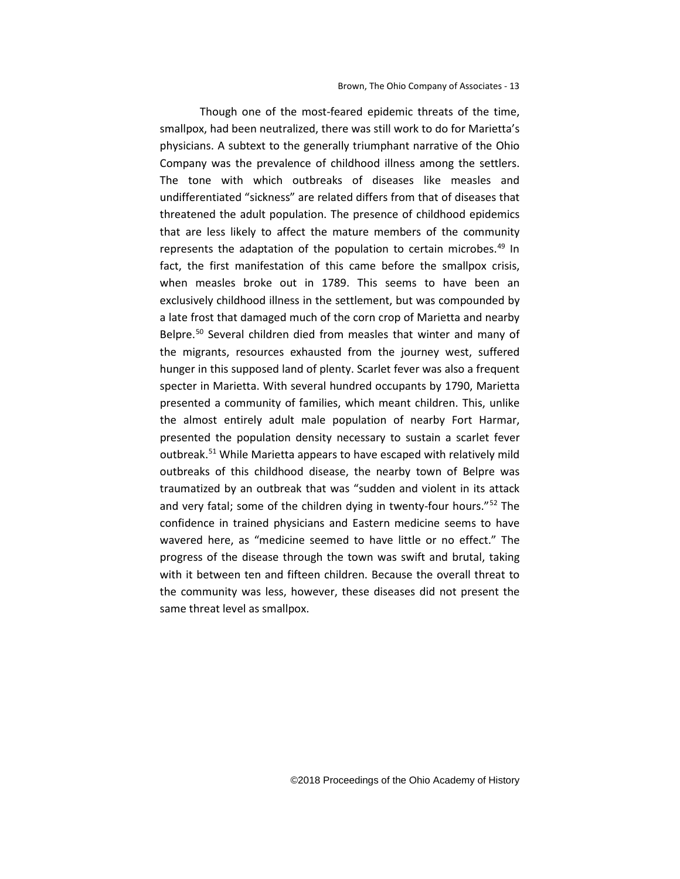Though one of the most-feared epidemic threats of the time, smallpox, had been neutralized, there was still work to do for Marietta's physicians. A subtext to the generally triumphant narrative of the Ohio Company was the prevalence of childhood illness among the settlers. The tone with which outbreaks of diseases like measles and undifferentiated "sickness" are related differs from that of diseases that threatened the adult population. The presence of childhood epidemics that are less likely to affect the mature members of the community represents the adaptation of the population to certain microbes.[49] In fact, the first manifestation of this came before the smallpox crisis, when measles broke out in 1789. This seems to have been an exclusively childhood illness in the settlement, but was compounded by a late frost that damaged much of the corn crop of Marietta and nearby Belpre.[50] Several children died from measles that winter and many of the migrants, resources exhausted from the journey west, suffered hunger in this supposed land of plenty. Scarlet fever was also a frequent specter in Marietta. With several hundred occupants by 1790, Marietta presented a community of families, which meant children. This, unlike the almost entirely adult male population of nearby Fort Harmar, presented the population density necessary to sustain a scarlet fever outbreak.[51] While Marietta appears to have escaped with relatively mild outbreaks of this childhood disease, the nearby town of Belpre was traumatized by an outbreak that was "sudden and violent in its attack and very fatal; some of the children dying in twenty-four hours."[52] The confidence in trained physicians and Eastern medicine seems to have wavered here, as "medicine seemed to have little or no effect." The progress of the disease through the town was swift and brutal, taking with it between ten and fifteen children. Because the overall threat to the community was less, however, these diseases did not present the same threat level as smallpox.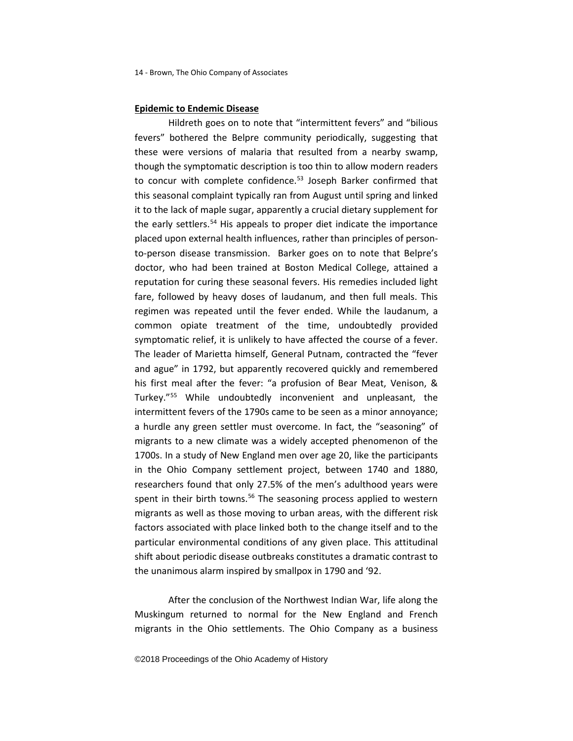## Epidemic to Endemic Disease

Hildreth goes on to note that "intermittent fevers" and "bilious fevers" bothered the Belpre community periodically, suggesting that these were versions of malaria that resulted from a nearby swamp, though the symptomatic description is too thin to allow modern readers to concur with complete confidence.[53] Joseph Barker confirmed that this seasonal complaint typically ran from August until spring and linked it to the lack of maple sugar, apparently a crucial dietary supplement for the early settlers.[54] His appeals to proper diet indicate the importance placed upon external health influences, rather than principles of person-to-person disease transmission. Barker goes on to note that Belpre's doctor, who had been trained at Boston Medical College, attained a reputation for curing these seasonal fevers. His remedies included light fare, followed by heavy doses of laudanum, and then full meals. This regimen was repeated until the fever ended. While the laudanum, a common opiate treatment of the time, undoubtedly provided symptomatic relief, it is unlikely to have affected the course of a fever. The leader of Marietta himself, General Putnam, contracted the "fever and ague" in 1792, but apparently recovered quickly and remembered his first meal after the fever: "a profusion of Bear Meat, Venison, & Turkey."[55] While undoubtedly inconvenient and unpleasant, the intermittent fevers of the 1790s came to be seen as a minor annoyance; a hurdle any green settler must overcome. In fact, the "seasoning" of migrants to a new climate was a widely accepted phenomenon of the 1700s. In a study of New England men over age 20, like the participants in the Ohio Company settlement project, between 1740 and 1880, researchers found that only 27.5% of the men's adulthood years were spent in their birth towns.[56] The seasoning process applied to western migrants as well as those moving to urban areas, with the different risk factors associated with place linked both to the change itself and to the particular environmental conditions of any given place. This attitudinal shift about periodic disease outbreaks constitutes a dramatic contrast to the unanimous alarm inspired by smallpox in 1790 and '92.

After the conclusion of the Northwest Indian War, life along the Muskingum returned to normal for the New England and French migrants in the Ohio settlements. The Ohio Company as a business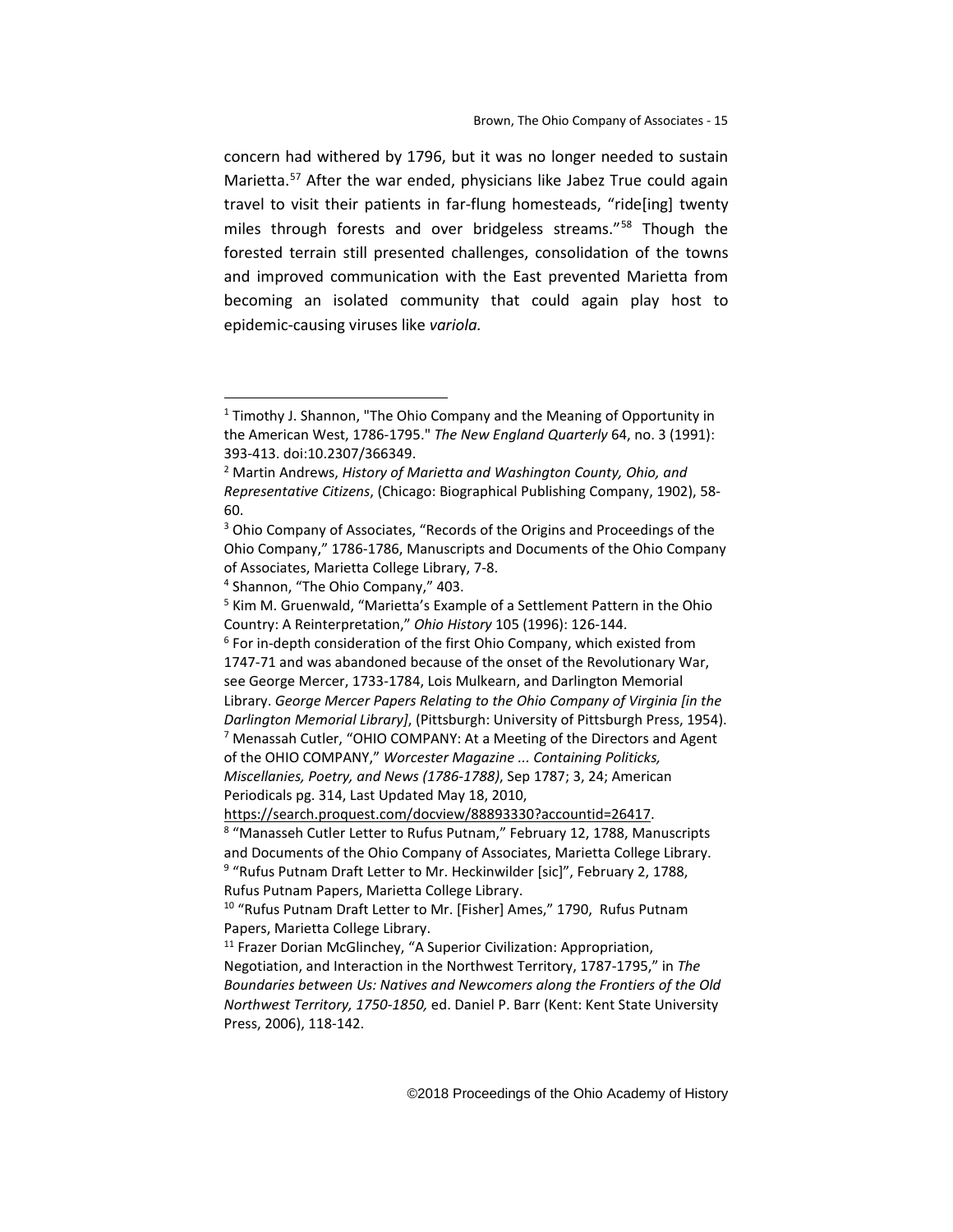concern had withered by 1796, but it was no longer needed to sustain Marietta.[57] After the war ended, physicians like Jabez True could again travel to visit their patients in far-flung homesteads, "ride[ing] twenty miles through forests and over bridgeless streams."[58] Though the forested terrain still presented challenges, consolidation of the towns and improved communication with the East prevented Marietta from becoming an isolated community that could again play host to epidemic-causing viruses like *variola.*

---

[1] Timothy J. Shannon, "The Ohio Company and the Meaning of Opportunity in the American West, 1786-1795." *The New England Quarterly* 64, no. 3 (1991): 393-413. doi:10.2307/366349.

[2] Martin Andrews, *History of Marietta and Washington County, Ohio, and Representative Citizens*, (Chicago: Biographical Publishing Company, 1902), 58-60.

[3] Ohio Company of Associates, "Records of the Origins and Proceedings of the Ohio Company," 1786-1786, Manuscripts and Documents of the Ohio Company of Associates, Marietta College Library, 7-8.

[4] Shannon, "The Ohio Company," 403.

[5] Kim M. Gruenwald, "Marietta's Example of a Settlement Pattern in the Ohio Country: A Reinterpretation," *Ohio History* 105 (1996): 126-144.

[6] For in-depth consideration of the first Ohio Company, which existed from 1747-71 and was abandoned because of the onset of the Revolutionary War, see George Mercer, 1733-1784, Lois Mulkearn, and Darlington Memorial Library. *George Mercer Papers Relating to the Ohio Company of Virginia [in the Darlington Memorial Library]*, (Pittsburgh: University of Pittsburgh Press, 1954).

[7] Menassah Cutler, "OHIO COMPANY: At a Meeting of the Directors and Agent of the OHIO COMPANY," *Worcester Magazine ... Containing Politicks, Miscellanies, Poetry, and News (1786-1788)*, Sep 1787; 3, 24; American Periodicals pg. 314, Last Updated May 18, 2010, https://search.proquest.com/docview/88893330?accountid=26417.

[8] "Manasseh Cutler Letter to Rufus Putnam," February 12, 1788, Manuscripts and Documents of the Ohio Company of Associates, Marietta College Library.

[9] "Rufus Putnam Draft Letter to Mr. Heckinwilder [sic]", February 2, 1788, Rufus Putnam Papers, Marietta College Library.

[10] "Rufus Putnam Draft Letter to Mr. [Fisher] Ames," 1790, Rufus Putnam Papers, Marietta College Library.

[11] Frazer Dorian McGlinchey, "A Superior Civilization: Appropriation, Negotiation, and Interaction in the Northwest Territory, 1787-1795," in *The Boundaries between Us: Natives and Newcomers along the Frontiers of the Old Northwest Territory, 1750-1850,* ed. Daniel P. Barr (Kent: Kent State University Press, 2006), 118-142.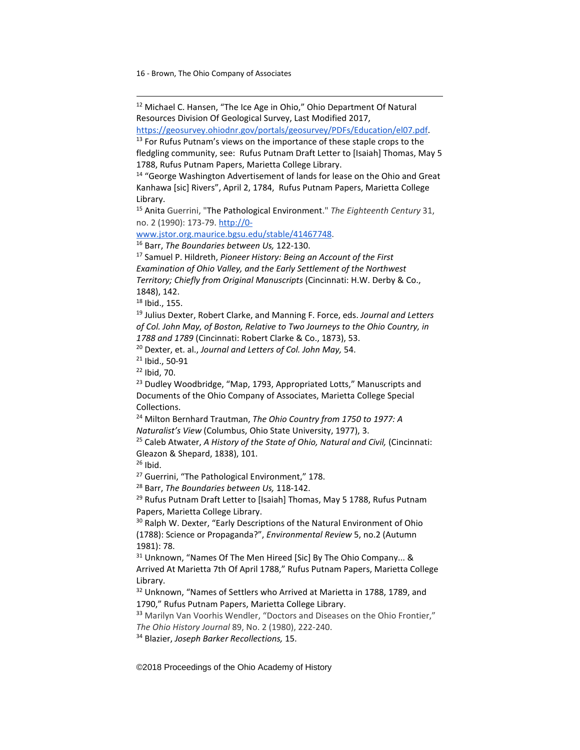[12] Michael C. Hansen, "The Ice Age in Ohio," Ohio Department Of Natural Resources Division Of Geological Survey, Last Modified 2017, https://geosurvey.ohiodnr.gov/portals/geosurvey/PDFs/Education/el07.pdf.

[13] For Rufus Putnam's views on the importance of these staple crops to the fledgling community, see: Rufus Putnam Draft Letter to [Isaiah] Thomas, May 5 1788, Rufus Putnam Papers, Marietta College Library.

[14] "George Washington Advertisement of lands for lease on the Ohio and Great Kanhawa [sic] Rivers", April 2, 1784, Rufus Putnam Papers, Marietta College Library.

[15] Anita Guerrini, "The Pathological Environment." *The Eighteenth Century* 31, no. 2 (1990): 173-79. http://0-www.jstor.org.maurice.bgsu.edu/stable/41467748.

[16] Barr, *The Boundaries between Us,* 122-130.

[17] Samuel P. Hildreth, *Pioneer History: Being an Account of the First Examination of Ohio Valley, and the Early Settlement of the Northwest Territory; Chiefly from Original Manuscripts* (Cincinnati: H.W. Derby & Co., 1848), 142.

[18] Ibid., 155.

[19] Julius Dexter, Robert Clarke, and Manning F. Force, eds. *Journal and Letters of Col. John May, of Boston, Relative to Two Journeys to the Ohio Country, in 1788 and 1789* (Cincinnati: Robert Clarke & Co., 1873), 53.

[20] Dexter, et. al., *Journal and Letters of Col. John May,* 54.

[21] Ibid., 50-91

[22] Ibid, 70.

[23] Dudley Woodbridge, "Map, 1793, Appropriated Lotts," Manuscripts and Documents of the Ohio Company of Associates, Marietta College Special Collections.

[24] Milton Bernhard Trautman, *The Ohio Country from 1750 to 1977: A Naturalist's View* (Columbus, Ohio State University, 1977), 3.

[25] Caleb Atwater, *A History of the State of Ohio, Natural and Civil,* (Cincinnati: Gleazon & Shepard, 1838), 101.

[26] Ibid.

[27] Guerrini, "The Pathological Environment," 178.

[28] Barr, *The Boundaries between Us,* 118-142.

[29] Rufus Putnam Draft Letter to [Isaiah] Thomas, May 5 1788, Rufus Putnam Papers, Marietta College Library.

[30] Ralph W. Dexter, "Early Descriptions of the Natural Environment of Ohio (1788): Science or Propaganda?", *Environmental Review* 5, no.2 (Autumn 1981): 78.

[31] Unknown, "Names Of The Men Hireed [Sic] By The Ohio Company... & Arrived At Marietta 7th Of April 1788," Rufus Putnam Papers, Marietta College Library.

[32] Unknown, "Names of Settlers who Arrived at Marietta in 1788, 1789, and 1790," Rufus Putnam Papers, Marietta College Library.

[33] Marilyn Van Voorhis Wendler, "Doctors and Diseases on the Ohio Frontier," *The Ohio History Journal* 89, No. 2 (1980), 222-240.

[34] Blazier, *Joseph Barker Recollections,* 15.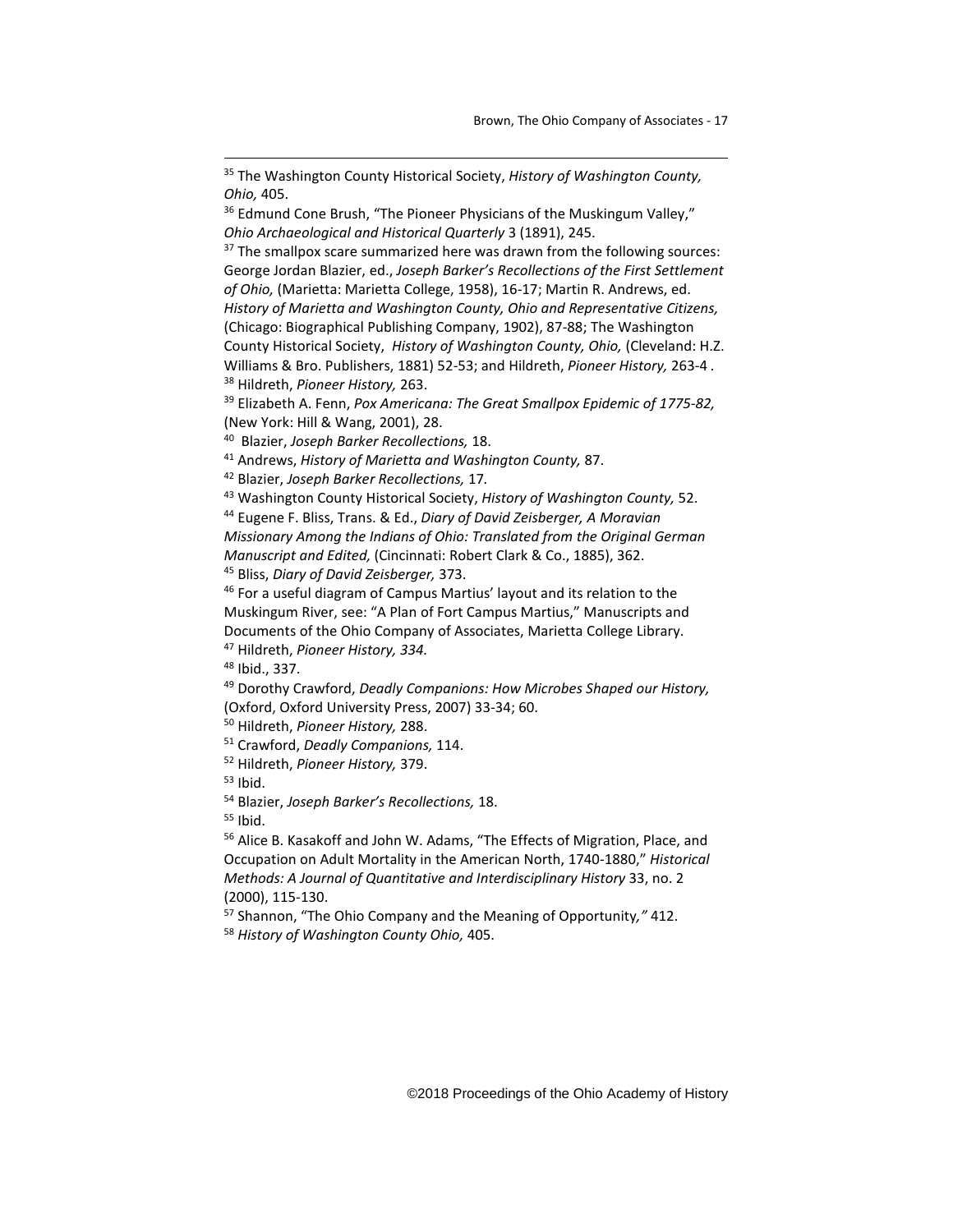[35] The Washington County Historical Society, *History of Washington County, Ohio,* 405.

[36] Edmund Cone Brush, "The Pioneer Physicians of the Muskingum Valley," *Ohio Archaeological and Historical Quarterly* 3 (1891), 245.

[37] The smallpox scare summarized here was drawn from the following sources: George Jordan Blazier, ed., *Joseph Barker's Recollections of the First Settlement of Ohio,* (Marietta: Marietta College, 1958), 16-17; Martin R. Andrews, ed. *History of Marietta and Washington County, Ohio and Representative Citizens,* (Chicago: Biographical Publishing Company, 1902), 87-88; The Washington County Historical Society, *History of Washington County, Ohio,* (Cleveland: H.Z. Williams & Bro. Publishers, 1881) 52-53; and Hildreth, *Pioneer History,* 263-4 .

[38] Hildreth, *Pioneer History,* 263.

[39] Elizabeth A. Fenn, *Pox Americana: The Great Smallpox Epidemic of 1775-82,* (New York: Hill & Wang, 2001), 28.

[40] Blazier, *Joseph Barker Recollections,* 18.

[41] Andrews, *History of Marietta and Washington County,* 87.

[42] Blazier, *Joseph Barker Recollections,* 17.

[43] Washington County Historical Society, *History of Washington County,* 52.

[44] Eugene F. Bliss, Trans. & Ed., *Diary of David Zeisberger, A Moravian Missionary Among the Indians of Ohio: Translated from the Original German Manuscript and Edited,* (Cincinnati: Robert Clark & Co., 1885), 362.

[45] Bliss, *Diary of David Zeisberger,* 373.

[46] For a useful diagram of Campus Martius' layout and its relation to the Muskingum River, see: "A Plan of Fort Campus Martius," Manuscripts and Documents of the Ohio Company of Associates, Marietta College Library.

[47] Hildreth, *Pioneer History, 334.*

[48] Ibid., 337.

[49] Dorothy Crawford, *Deadly Companions: How Microbes Shaped our History,* (Oxford, Oxford University Press, 2007) 33-34; 60.

[50] Hildreth, *Pioneer History,* 288.

[51] Crawford, *Deadly Companions,* 114.

[52] Hildreth, *Pioneer History,* 379.

[53] Ibid.

[54] Blazier, *Joseph Barker's Recollections,* 18.

[55] Ibid.

[56] Alice B. Kasakoff and John W. Adams, "The Effects of Migration, Place, and Occupation on Adult Mortality in the American North, 1740-1880," *Historical Methods: A Journal of Quantitative and Interdisciplinary History* 33, no. 2 (2000), 115-130.

[57] Shannon, "The Ohio Company and the Meaning of Opportunity*,"* 412.

[58] *History of Washington County Ohio,* 405.